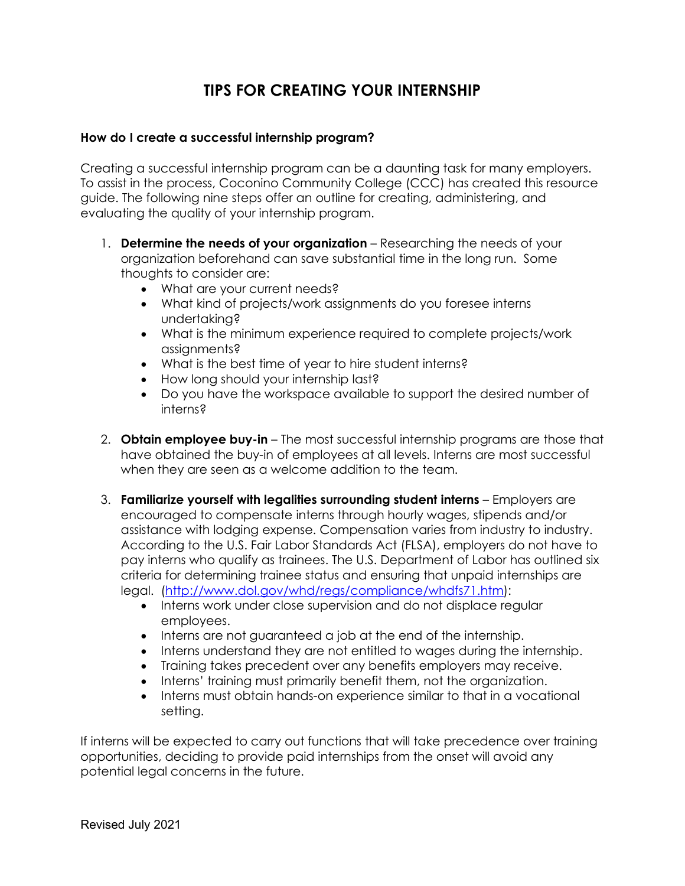# TIPS FOR CREATING YOUR INTERNSHIP

### How do I create a successful internship program?

Creating a successful internship program can be a daunting task for many employers. To assist in the process, Coconino Community College (CCC) has created this resource guide. The following nine steps offer an outline for creating, administering, and evaluating the quality of your internship program.

1. **Determine the needs of your organization** – Researching the needs of your organization beforehand can save substantial time in the long run. Some thoughts to consider are:
   - What are your current needs?
   - What kind of projects/work assignments do you foresee interns undertaking?
   - What is the minimum experience required to complete projects/work assignments?
   - What is the best time of year to hire student interns?
   - How long should your internship last?
   - Do you have the workspace available to support the desired number of interns?

2. **Obtain employee buy-in** – The most successful internship programs are those that have obtained the buy-in of employees at all levels. Interns are most successful when they are seen as a welcome addition to the team.

3. **Familiarize yourself with legalities surrounding student interns** – Employers are encouraged to compensate interns through hourly wages, stipends and/or assistance with lodging expense. Compensation varies from industry to industry. According to the U.S. Fair Labor Standards Act (FLSA), employers do not have to pay interns who qualify as trainees. The U.S. Department of Labor has outlined six criteria for determining trainee status and ensuring that unpaid internships are legal. (http://www.dol.gov/whd/regs/compliance/whdfs71.htm):
   - Interns work under close supervision and do not displace regular employees.
   - Interns are not guaranteed a job at the end of the internship.
   - Interns understand they are not entitled to wages during the internship.
   - Training takes precedent over any benefits employers may receive.
   - Interns' training must primarily benefit them, not the organization.
   - Interns must obtain hands-on experience similar to that in a vocational setting.

If interns will be expected to carry out functions that will take precedence over training opportunities, deciding to provide paid internships from the onset will avoid any potential legal concerns in the future.

Revised July 2021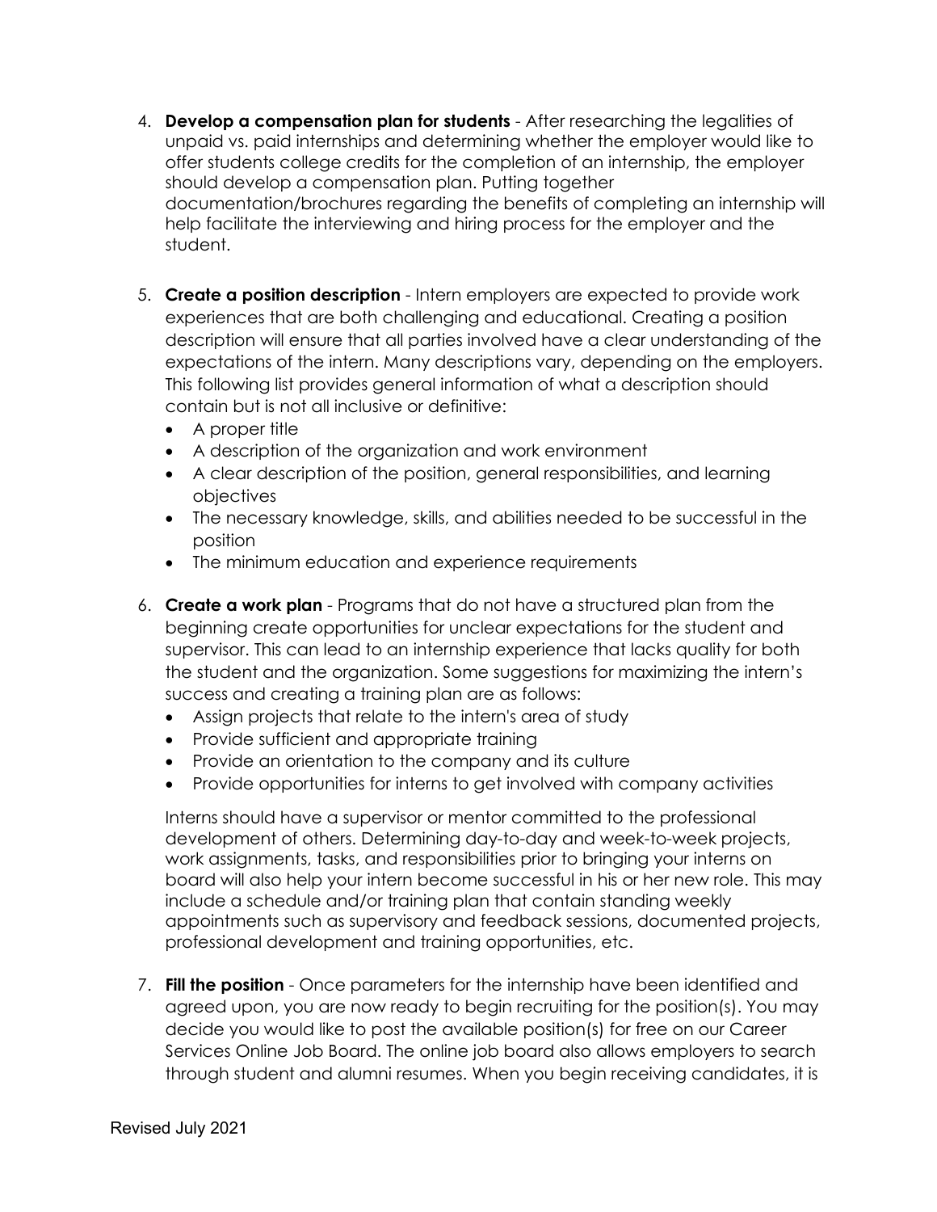4. **Develop a compensation plan for students** - After researching the legalities of unpaid vs. paid internships and determining whether the employer would like to offer students college credits for the completion of an internship, the employer should develop a compensation plan. Putting together documentation/brochures regarding the benefits of completing an internship will help facilitate the interviewing and hiring process for the employer and the student.

5. **Create a position description** - Intern employers are expected to provide work experiences that are both challenging and educational. Creating a position description will ensure that all parties involved have a clear understanding of the expectations of the intern. Many descriptions vary, depending on the employers. This following list provides general information of what a description should contain but is not all inclusive or definitive:
   - A proper title
   - A description of the organization and work environment
   - A clear description of the position, general responsibilities, and learning objectives
   - The necessary knowledge, skills, and abilities needed to be successful in the position
   - The minimum education and experience requirements

6. **Create a work plan** - Programs that do not have a structured plan from the beginning create opportunities for unclear expectations for the student and supervisor. This can lead to an internship experience that lacks quality for both the student and the organization. Some suggestions for maximizing the intern's success and creating a training plan are as follows:
   - Assign projects that relate to the intern's area of study
   - Provide sufficient and appropriate training
   - Provide an orientation to the company and its culture
   - Provide opportunities for interns to get involved with company activities

   Interns should have a supervisor or mentor committed to the professional development of others. Determining day-to-day and week-to-week projects, work assignments, tasks, and responsibilities prior to bringing your interns on board will also help your intern become successful in his or her new role. This may include a schedule and/or training plan that contain standing weekly appointments such as supervisory and feedback sessions, documented projects, professional development and training opportunities, etc.

7. **Fill the position** - Once parameters for the internship have been identified and agreed upon, you are now ready to begin recruiting for the position(s). You may decide you would like to post the available position(s) for free on our Career Services Online Job Board. The online job board also allows employers to search through student and alumni resumes. When you begin receiving candidates, it is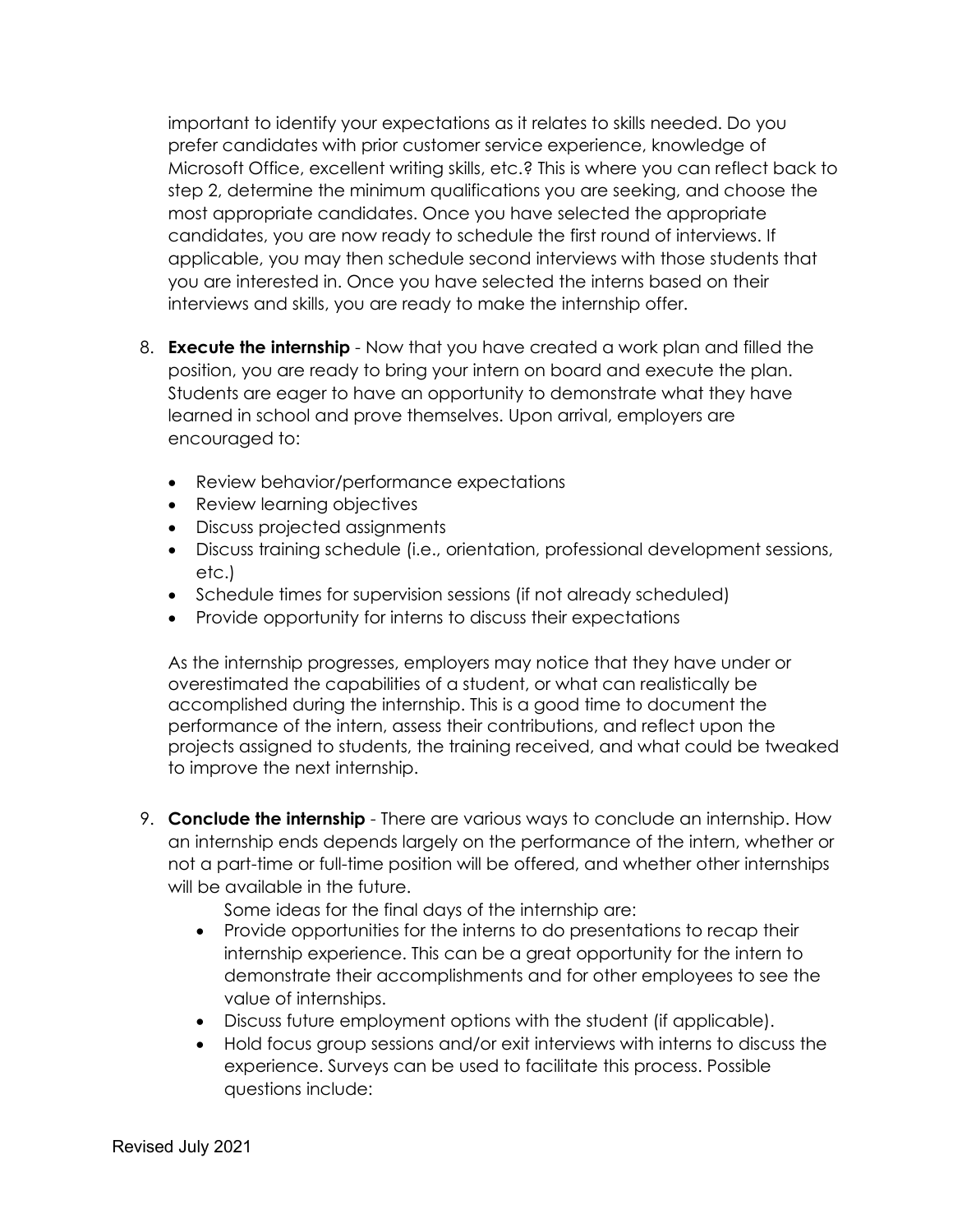important to identify your expectations as it relates to skills needed. Do you prefer candidates with prior customer service experience, knowledge of Microsoft Office, excellent writing skills, etc.? This is where you can reflect back to step 2, determine the minimum qualifications you are seeking, and choose the most appropriate candidates. Once you have selected the appropriate candidates, you are now ready to schedule the first round of interviews. If applicable, you may then schedule second interviews with those students that you are interested in. Once you have selected the interns based on their interviews and skills, you are ready to make the internship offer.

8. **Execute the internship** - Now that you have created a work plan and filled the position, you are ready to bring your intern on board and execute the plan. Students are eager to have an opportunity to demonstrate what they have learned in school and prove themselves. Upon arrival, employers are encouraged to:

    - Review behavior/performance expectations
    - Review learning objectives
    - Discuss projected assignments
    - Discuss training schedule (i.e., orientation, professional development sessions, etc.)
    - Schedule times for supervision sessions (if not already scheduled)
    - Provide opportunity for interns to discuss their expectations

    As the internship progresses, employers may notice that they have under or overestimated the capabilities of a student, or what can realistically be accomplished during the internship. This is a good time to document the performance of the intern, assess their contributions, and reflect upon the projects assigned to students, the training received, and what could be tweaked to improve the next internship.

9. **Conclude the internship** - There are various ways to conclude an internship. How an internship ends depends largely on the performance of the intern, whether or not a part-time or full-time position will be offered, and whether other internships will be available in the future.

    Some ideas for the final days of the internship are:

    - Provide opportunities for the interns to do presentations to recap their internship experience. This can be a great opportunity for the intern to demonstrate their accomplishments and for other employees to see the value of internships.
    - Discuss future employment options with the student (if applicable).
    - Hold focus group sessions and/or exit interviews with interns to discuss the experience. Surveys can be used to facilitate this process. Possible questions include: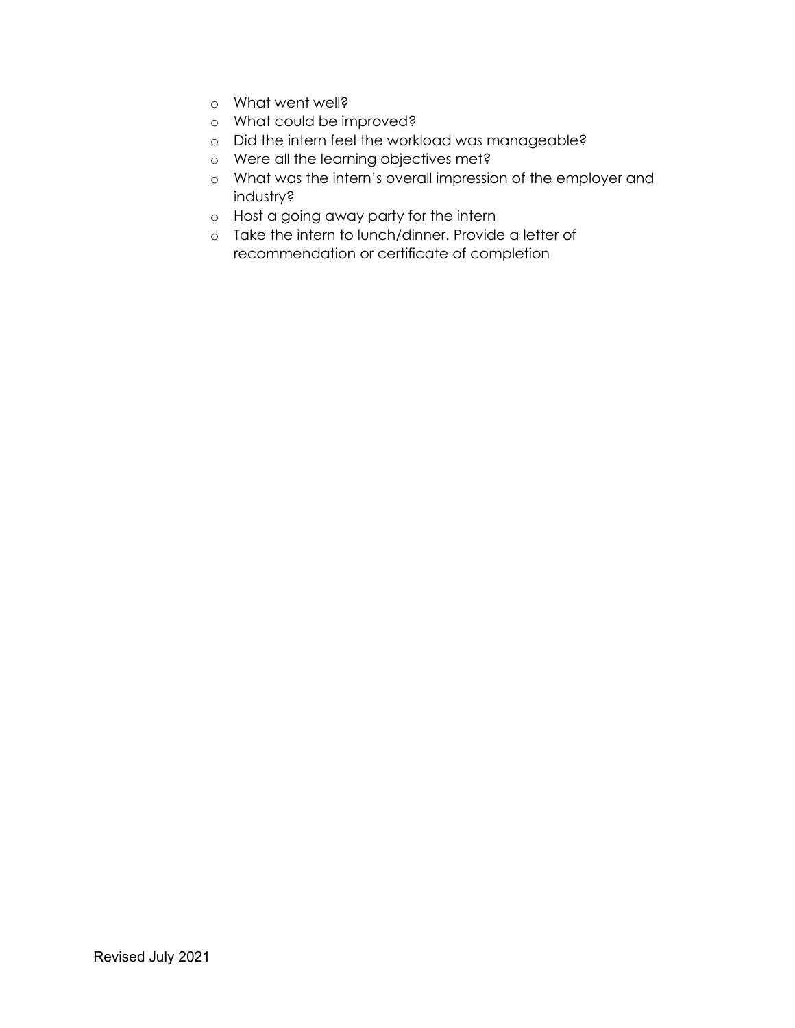- What went well?
- What could be improved?
- Did the intern feel the workload was manageable?
- Were all the learning objectives met?
- What was the intern's overall impression of the employer and industry?
- Host a going away party for the intern
- Take the intern to lunch/dinner. Provide a letter of recommendation or certificate of completion

Revised July 2021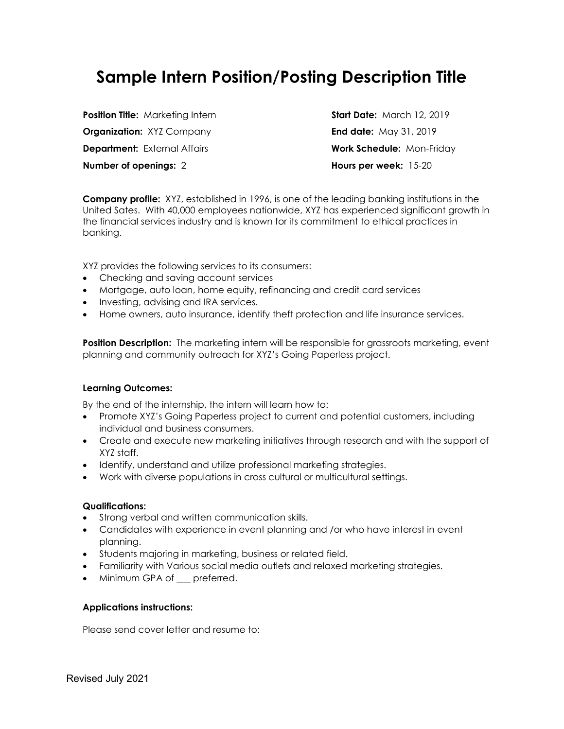# Sample Intern Position/Posting Description Title

**Position Title:** Marketing Intern

**Organization:** XYZ Company

**Department:** External Affairs

**Number of openings:** 2

**Start Date:** March 12, 2019

**End date:** May 31, 2019

**Work Schedule:** Mon-Friday

**Hours per week:** 15-20

**Company profile:** XYZ, established in 1996, is one of the leading banking institutions in the United Sates. With 40,000 employees nationwide, XYZ has experienced significant growth in the financial services industry and is known for its commitment to ethical practices in banking.

XYZ provides the following services to its consumers:

- Checking and saving account services
- Mortgage, auto loan, home equity, refinancing and credit card services
- Investing, advising and IRA services.
- Home owners, auto insurance, identify theft protection and life insurance services.

**Position Description:** The marketing intern will be responsible for grassroots marketing, event planning and community outreach for XYZ's Going Paperless project.

**Learning Outcomes:**

By the end of the internship, the intern will learn how to:

- Promote XYZ's Going Paperless project to current and potential customers, including individual and business consumers.
- Create and execute new marketing initiatives through research and with the support of XYZ staff.
- Identify, understand and utilize professional marketing strategies.
- Work with diverse populations in cross cultural or multicultural settings.

**Qualifications:**

- Strong verbal and written communication skills.
- Candidates with experience in event planning and /or who have interest in event planning.
- Students majoring in marketing, business or related field.
- Familiarity with Various social media outlets and relaxed marketing strategies.
- Minimum GPA of ___ preferred.

**Applications instructions:**

Please send cover letter and resume to:

Revised July 2021